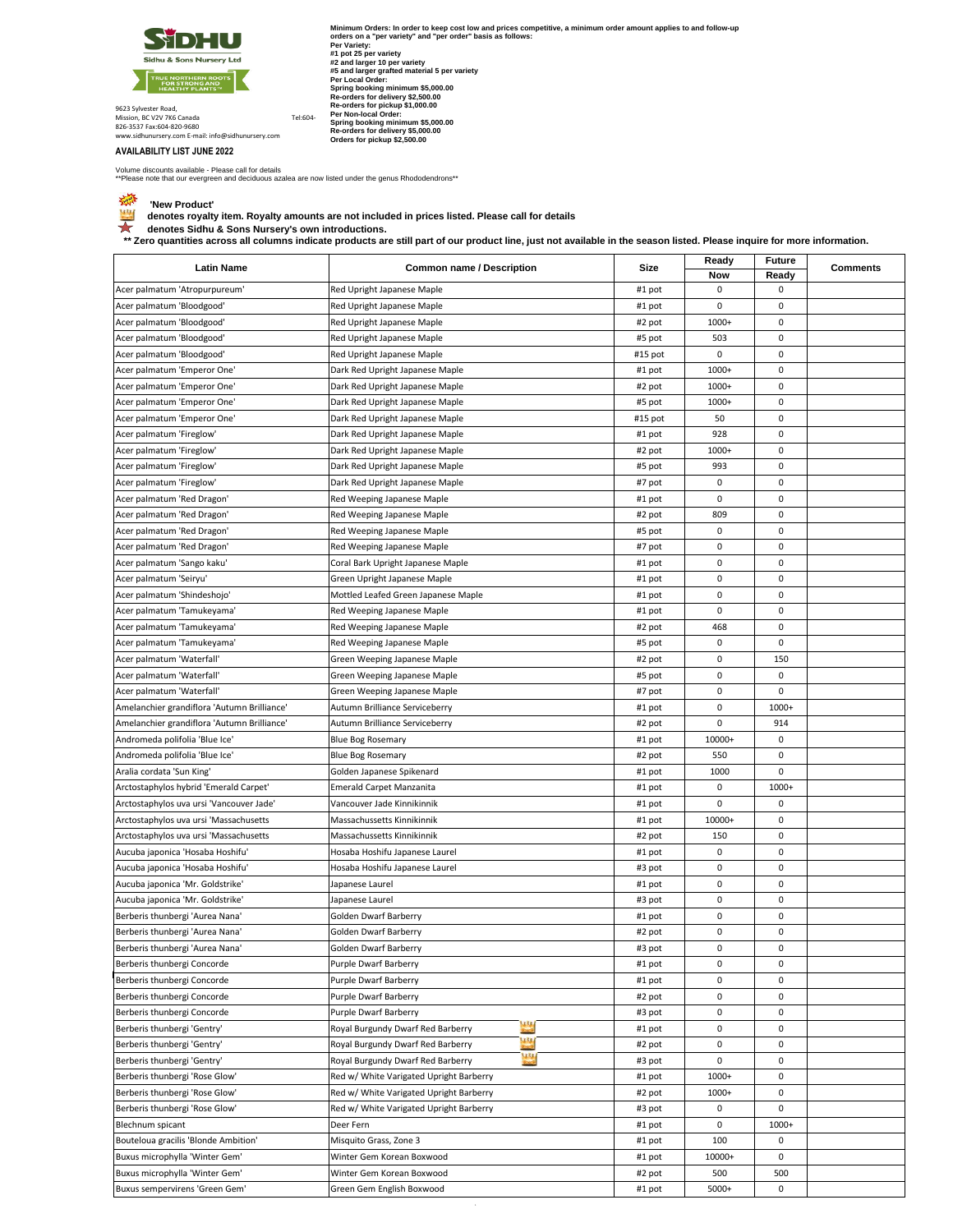**Sidhu & Sons Nursery Ltd**

TRUE NORTHERN ROOTS FOR STRONG AND HEALTHY PLANTS™

9623 Sylvester Road,
Mission, BC V2V 7K6 Canada Tel:604-826-3537 Fax:604-820-9680
www.sidhunursery.com E-mail: info@sidhunursery.com

**Minimum Orders: In order to keep cost low and prices competitive, a minimum order amount applies to and follow-up orders on a "per variety" and "per order" basis as follows:**
**Per Variety:**
**#1 pot 25 per variety**
**#2 and larger 10 per variety**
**#5 and larger grafted material 5 per variety**
**Per Local Order:**
**Spring booking minimum $5,000.00**
**Re-orders for delivery $2,500.00**
**Re-orders for pickup $1,000.00**
**Per Non-local Order:**
**Spring booking minimum $5,000.00**
**Re-orders for delivery $5,000.00**
**Orders for pickup $2,500.00**

**AVAILABILITY LIST JUNE 2022**

Volume discounts available - Please call for details
**Please note that our evergreen and deciduous azalea are now listed under the genus Rhododendrons**

**'New Product'**
**denotes royalty item. Royalty amounts are not included in prices listed. Please call for details**
**denotes Sidhu & Sons Nursery's own introductions.**
**** Zero quantities across all columns indicate products are still part of our product line, just not available in the season listed. Please inquire for more information.**

| Latin Name | Common name / Description | Size | Ready Now | Future Ready | Comments |
|---|---|---|---|---|---|
| Acer palmatum 'Atropurpureum' | Red Upright Japanese Maple | #1 pot | 0 | 0 | |
| Acer palmatum 'Bloodgood' | Red Upright Japanese Maple | #1 pot | 0 | 0 | |
| Acer palmatum 'Bloodgood' | Red Upright Japanese Maple | #2 pot | 1000+ | 0 | |
| Acer palmatum 'Bloodgood' | Red Upright Japanese Maple | #5 pot | 503 | 0 | |
| Acer palmatum 'Bloodgood' | Red Upright Japanese Maple | #15 pot | 0 | 0 | |
| Acer palmatum 'Emperor One' | Dark Red Upright Japanese Maple | #1 pot | 1000+ | 0 | |
| Acer palmatum 'Emperor One' | Dark Red Upright Japanese Maple | #2 pot | 1000+ | 0 | |
| Acer palmatum 'Emperor One' | Dark Red Upright Japanese Maple | #5 pot | 1000+ | 0 | |
| Acer palmatum 'Emperor One' | Dark Red Upright Japanese Maple | #15 pot | 50 | 0 | |
| Acer palmatum 'Fireglow' | Dark Red Upright Japanese Maple | #1 pot | 928 | 0 | |
| Acer palmatum 'Fireglow' | Dark Red Upright Japanese Maple | #2 pot | 1000+ | 0 | |
| Acer palmatum 'Fireglow' | Dark Red Upright Japanese Maple | #5 pot | 993 | 0 | |
| Acer palmatum 'Fireglow' | Dark Red Upright Japanese Maple | #7 pot | 0 | 0 | |
| Acer palmatum 'Red Dragon' | Red Weeping Japanese Maple | #1 pot | 0 | 0 | |
| Acer palmatum 'Red Dragon' | Red Weeping Japanese Maple | #2 pot | 809 | 0 | |
| Acer palmatum 'Red Dragon' | Red Weeping Japanese Maple | #5 pot | 0 | 0 | |
| Acer palmatum 'Red Dragon' | Red Weeping Japanese Maple | #7 pot | 0 | 0 | |
| Acer palmatum 'Sango kaku' | Coral Bark Upright Japanese Maple | #1 pot | 0 | 0 | |
| Acer palmatum 'Seiryu' | Green Upright Japanese Maple | #1 pot | 0 | 0 | |
| Acer palmatum 'Shindeshojo' | Mottled Leafed Green Japanese Maple | #1 pot | 0 | 0 | |
| Acer palmatum 'Tamukeyama' | Red Weeping Japanese Maple | #1 pot | 0 | 0 | |
| Acer palmatum 'Tamukeyama' | Red Weeping Japanese Maple | #2 pot | 468 | 0 | |
| Acer palmatum 'Tamukeyama' | Red Weeping Japanese Maple | #5 pot | 0 | 0 | |
| Acer palmatum 'Waterfall' | Green Weeping Japanese Maple | #2 pot | 0 | 150 | |
| Acer palmatum 'Waterfall' | Green Weeping Japanese Maple | #5 pot | 0 | 0 | |
| Acer palmatum 'Waterfall' | Green Weeping Japanese Maple | #7 pot | 0 | 0 | |
| Amelanchier grandiflora 'Autumn Brilliance' | Autumn Brilliance Serviceberry | #1 pot | 0 | 1000+ | |
| Amelanchier grandiflora 'Autumn Brilliance' | Autumn Brilliance Serviceberry | #2 pot | 0 | 914 | |
| Andromeda polifolia 'Blue Ice' | Blue Bog Rosemary | #1 pot | 10000+ | 0 | |
| Andromeda polifolia 'Blue Ice' | Blue Bog Rosemary | #2 pot | 550 | 0 | |
| Aralia cordata 'Sun King' | Golden Japanese Spikenard | #1 pot | 1000 | 0 | |
| Arctostaphylos hybrid 'Emerald Carpet' | Emerald Carpet Manzanita | #1 pot | 0 | 1000+ | |
| Arctostaphylos uva ursi 'Vancouver Jade' | Vancouver Jade Kinnikinnik | #1 pot | 0 | 0 | |
| Arctostaphylos uva ursi 'Massachusetts | Massachussetts Kinnikinnik | #1 pot | 10000+ | 0 | |
| Arctostaphylos uva ursi 'Massachusetts | Massachussetts Kinnikinnik | #2 pot | 150 | 0 | |
| Aucuba japonica 'Hosaba Hoshifu' | Hosaba Hoshifu Japanese Laurel | #1 pot | 0 | 0 | |
| Aucuba japonica 'Hosaba Hoshifu' | Hosaba Hoshifu Japanese Laurel | #3 pot | 0 | 0 | |
| Aucuba japonica 'Mr. Goldstrike' | Japanese Laurel | #1 pot | 0 | 0 | |
| Aucuba japonica 'Mr. Goldstrike' | Japanese Laurel | #3 pot | 0 | 0 | |
| Berberis thunbergi 'Aurea Nana' | Golden Dwarf Barberry | #1 pot | 0 | 0 | |
| Berberis thunbergi 'Aurea Nana' | Golden Dwarf Barberry | #2 pot | 0 | 0 | |
| Berberis thunbergi 'Aurea Nana' | Golden Dwarf Barberry | #3 pot | 0 | 0 | |
| Berberis thunbergi Concorde | Purple Dwarf Barberry | #1 pot | 0 | 0 | |
| Berberis thunbergi Concorde | Purple Dwarf Barberry | #1 pot | 0 | 0 | |
| Berberis thunbergi Concorde | Purple Dwarf Barberry | #2 pot | 0 | 0 | |
| Berberis thunbergi Concorde | Purple Dwarf Barberry | #3 pot | 0 | 0 | |
| Berberis thunbergi 'Gentry' | Royal Burgundy Dwarf Red Barberry (royalty) | #1 pot | 0 | 0 | |
| Berberis thunbergi 'Gentry' | Royal Burgundy Dwarf Red Barberry (royalty) | #2 pot | 0 | 0 | |
| Berberis thunbergi 'Gentry' | Royal Burgundy Dwarf Red Barberry (royalty) | #3 pot | 0 | 0 | |
| Berberis thunbergi 'Rose Glow' | Red w/ White Varigated Upright Barberry | #1 pot | 1000+ | 0 | |
| Berberis thunbergi 'Rose Glow' | Red w/ White Varigated Upright Barberry | #2 pot | 1000+ | 0 | |
| Berberis thunbergi 'Rose Glow' | Red w/ White Varigated Upright Barberry | #3 pot | 0 | 0 | |
| Blechnum spicant | Deer Fern | #1 pot | 0 | 1000+ | |
| Bouteloua gracilis 'Blonde Ambition' | Misquito Grass, Zone 3 | #1 pot | 100 | 0 | |
| Buxus microphylla 'Winter Gem' | Winter Gem Korean Boxwood | #1 pot | 10000+ | 0 | |
| Buxus microphylla 'Winter Gem' | Winter Gem Korean Boxwood | #2 pot | 500 | 500 | |
| Buxus sempervirens 'Green Gem' | Green Gem English Boxwood | #1 pot | 5000+ | 0 | |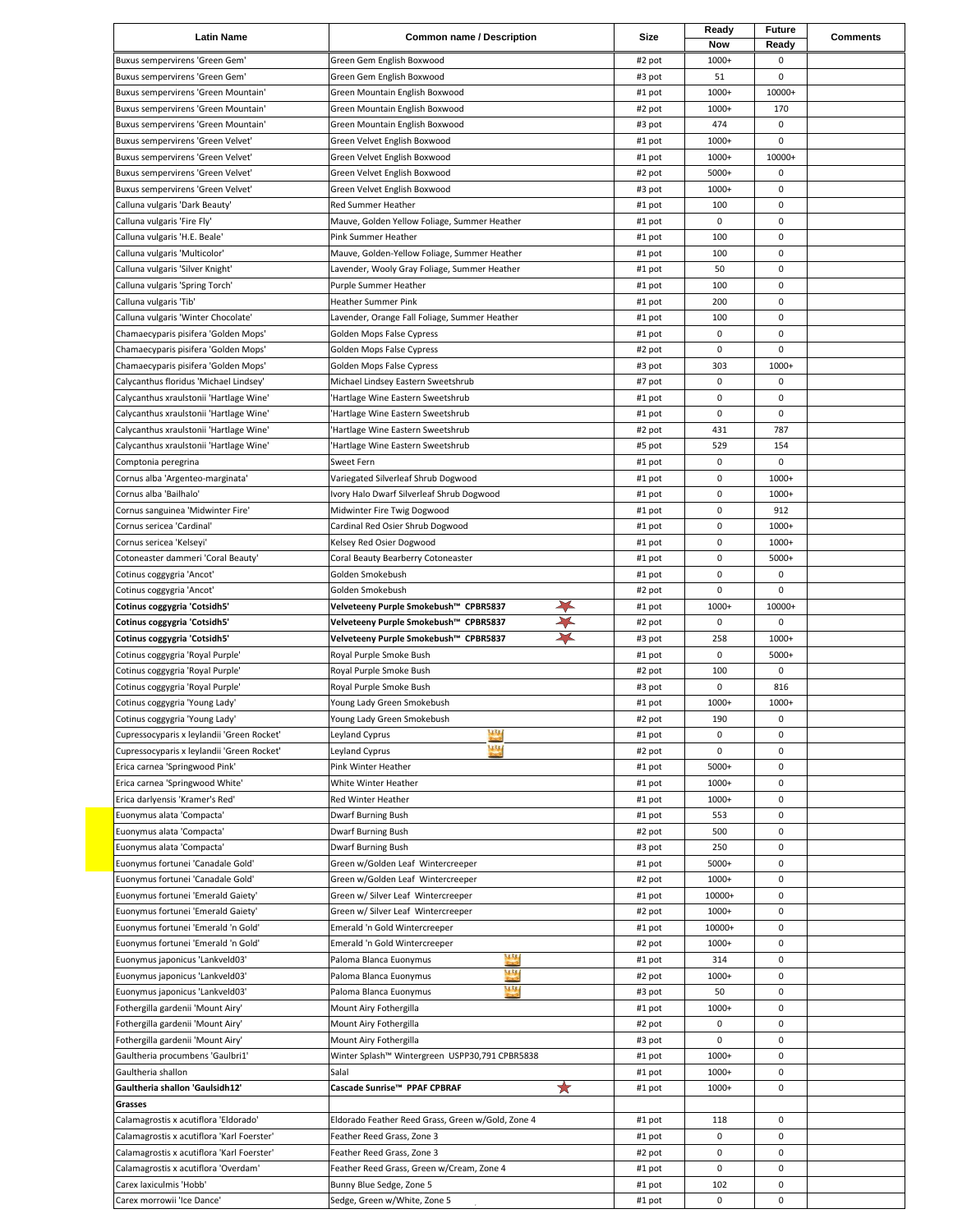| Latin Name | Common name / Description | Size | Ready Now | Future Ready | Comments |
|---|---|---|---|---|---|
| Buxus sempervirens 'Green Gem' | Green Gem English Boxwood | #2 pot | 1000+ | 0 | |
| Buxus sempervirens 'Green Gem' | Green Gem English Boxwood | #3 pot | 51 | 0 | |
| Buxus sempervirens 'Green Mountain' | Green Mountain English Boxwood | #1 pot | 1000+ | 10000+ | |
| Buxus sempervirens 'Green Mountain' | Green Mountain English Boxwood | #2 pot | 1000+ | 170 | |
| Buxus sempervirens 'Green Mountain' | Green Mountain English Boxwood | #3 pot | 474 | 0 | |
| Buxus sempervirens 'Green Velvet' | Green Velvet English Boxwood | #1 pot | 1000+ | 0 | |
| Buxus sempervirens 'Green Velvet' | Green Velvet English Boxwood | #1 pot | 1000+ | 10000+ | |
| Buxus sempervirens 'Green Velvet' | Green Velvet English Boxwood | #2 pot | 5000+ | 0 | |
| Buxus sempervirens 'Green Velvet' | Green Velvet English Boxwood | #3 pot | 1000+ | 0 | |
| Calluna vulgaris 'Dark Beauty' | Red Summer Heather | #1 pot | 100 | 0 | |
| Calluna vulgaris 'Fire Fly' | Mauve, Golden Yellow Foliage, Summer Heather | #1 pot | 0 | 0 | |
| Calluna vulgaris 'H.E. Beale' | Pink Summer Heather | #1 pot | 100 | 0 | |
| Calluna vulgaris 'Multicolor' | Mauve, Golden-Yellow Foliage, Summer Heather | #1 pot | 100 | 0 | |
| Calluna vulgaris 'Silver Knight' | Lavender, Wooly Gray Foliage, Summer Heather | #1 pot | 50 | 0 | |
| Calluna vulgaris 'Spring Torch' | Purple Summer Heather | #1 pot | 100 | 0 | |
| Calluna vulgaris 'Tib' | Heather Summer Pink | #1 pot | 200 | 0 | |
| Calluna vulgaris 'Winter Chocolate' | Lavender, Orange Fall Foliage, Summer Heather | #1 pot | 100 | 0 | |
| Chamaecyparis pisifera 'Golden Mops' | Golden Mops False Cypress | #1 pot | 0 | 0 | |
| Chamaecyparis pisifera 'Golden Mops' | Golden Mops False Cypress | #2 pot | 0 | 0 | |
| Chamaecyparis pisifera 'Golden Mops' | Golden Mops False Cypress | #3 pot | 303 | 1000+ | |
| Calycanthus floridus 'Michael Lindsey' | Michael Lindsey Eastern Sweetshrub | #7 pot | 0 | 0 | |
| Calycanthus xraulstonii 'Hartlage Wine' | 'Hartlage Wine Eastern Sweetshrub | #1 pot | 0 | 0 | |
| Calycanthus xraulstonii 'Hartlage Wine' | 'Hartlage Wine Eastern Sweetshrub | #1 pot | 0 | 0 | |
| Calycanthus xraulstonii 'Hartlage Wine' | 'Hartlage Wine Eastern Sweetshrub | #2 pot | 431 | 787 | |
| Calycanthus xraulstonii 'Hartlage Wine' | 'Hartlage Wine Eastern Sweetshrub | #5 pot | 529 | 154 | |
| Comptonia peregrina | Sweet Fern | #1 pot | 0 | 0 | |
| Cornus alba 'Argenteo-marginata' | Variegated Silverleaf Shrub Dogwood | #1 pot | 0 | 1000+ | |
| Cornus alba 'Bailhalo' | Ivory Halo Dwarf Silverleaf Shrub Dogwood | #1 pot | 0 | 1000+ | |
| Cornus sanguinea 'Midwinter Fire' | Midwinter Fire Twig Dogwood | #1 pot | 0 | 912 | |
| Cornus sericea 'Cardinal' | Cardinal Red Osier Shrub Dogwood | #1 pot | 0 | 1000+ | |
| Cornus sericea 'Kelseyi' | Kelsey Red Osier Dogwood | #1 pot | 0 | 1000+ | |
| Cotoneaster dammeri 'Coral Beauty' | Coral Beauty Bearberry Cotoneaster | #1 pot | 0 | 5000+ | |
| Cotinus coggygria 'Ancot' | Golden Smokebush | #1 pot | 0 | 0 | |
| Cotinus coggygria 'Ancot' | Golden Smokebush | #2 pot | 0 | 0 | |
| **Cotinus coggygria 'Cotsidh5'** | **Velveteeny Purple Smokebush™ CPBR5837** | #1 pot | 1000+ | 10000+ | |
| **Cotinus coggygria 'Cotsidh5'** | **Velveteeny Purple Smokebush™ CPBR5837** | #2 pot | 0 | 0 | |
| **Cotinus coggygria 'Cotsidh5'** | **Velveteeny Purple Smokebush™ CPBR5837** | #3 pot | 258 | 1000+ | |
| Cotinus coggygria 'Royal Purple' | Royal Purple Smoke Bush | #1 pot | 0 | 5000+ | |
| Cotinus coggygria 'Royal Purple' | Royal Purple Smoke Bush | #2 pot | 100 | 0 | |
| Cotinus coggygria 'Royal Purple' | Royal Purple Smoke Bush | #3 pot | 0 | 816 | |
| Cotinus coggygria 'Young Lady' | Young Lady Green Smokebush | #1 pot | 1000+ | 1000+ | |
| Cotinus coggygria 'Young Lady' | Young Lady Green Smokebush | #2 pot | 190 | 0 | |
| Cupressocyparis x leylandii 'Green Rocket' | Leyland Cyprus | #1 pot | 0 | 0 | |
| Cupressocyparis x leylandii 'Green Rocket' | Leyland Cyprus | #2 pot | 0 | 0 | |
| Erica carnea 'Springwood Pink' | Pink Winter Heather | #1 pot | 5000+ | 0 | |
| Erica carnea 'Springwood White' | White Winter Heather | #1 pot | 1000+ | 0 | |
| Erica darlyensis 'Kramer's Red' | Red Winter Heather | #1 pot | 1000+ | 0 | |
| Euonymus alata 'Compacta' | Dwarf Burning Bush | #1 pot | 553 | 0 | |
| Euonymus alata 'Compacta' | Dwarf Burning Bush | #2 pot | 500 | 0 | |
| Euonymus alata 'Compacta' | Dwarf Burning Bush | #3 pot | 250 | 0 | |
| Euonymus fortunei 'Canadale Gold' | Green w/Golden Leaf Wintercreeper | #1 pot | 5000+ | 0 | |
| Euonymus fortunei 'Canadale Gold' | Green w/Golden Leaf Wintercreeper | #2 pot | 1000+ | 0 | |
| Euonymus fortunei 'Emerald Gaiety' | Green w/ Silver Leaf Wintercreeper | #1 pot | 10000+ | 0 | |
| Euonymus fortunei 'Emerald Gaiety' | Green w/ Silver Leaf Wintercreeper | #2 pot | 1000+ | 0 | |
| Euonymus fortunei 'Emerald 'n Gold' | Emerald 'n Gold Wintercreeper | #1 pot | 10000+ | 0 | |
| Euonymus fortunei 'Emerald 'n Gold' | Emerald 'n Gold Wintercreeper | #2 pot | 1000+ | 0 | |
| Euonymus japonicus 'Lankveld03' | Paloma Blanca Euonymus | #1 pot | 314 | 0 | |
| Euonymus japonicus 'Lankveld03' | Paloma Blanca Euonymus | #2 pot | 1000+ | 0 | |
| Euonymus japonicus 'Lankveld03' | Paloma Blanca Euonymus | #3 pot | 50 | 0 | |
| Fothergilla gardenii 'Mount Airy' | Mount Airy Fothergilla | #1 pot | 1000+ | 0 | |
| Fothergilla gardenii 'Mount Airy' | Mount Airy Fothergilla | #2 pot | 0 | 0 | |
| Fothergilla gardenii 'Mount Airy' | Mount Airy Fothergilla | #3 pot | 0 | 0 | |
| Gaultheria procumbens 'Gaulbri1' | Winter Splash™ Wintergreen USPP30,791 CPBR5838 | #1 pot | 1000+ | 0 | |
| Gaultheria shallon | Salal | #1 pot | 1000+ | 0 | |
| **Gaultheria shallon 'Gaulsidh12'** | **Cascade Sunrise™ PPAF CPBRAF** | #1 pot | 1000+ | 0 | |
| **Grasses** | | | | | |
| Calamagrostis x acutiflora 'Eldorado' | Eldorado Feather Reed Grass, Green w/Gold, Zone 4 | #1 pot | 118 | 0 | |
| Calamagrostis x acutiflora 'Karl Foerster' | Feather Reed Grass, Zone 3 | #1 pot | 0 | 0 | |
| Calamagrostis x acutiflora 'Karl Foerster' | Feather Reed Grass, Zone 3 | #2 pot | 0 | 0 | |
| Calamagrostis x acutiflora 'Overdam' | Feather Reed Grass, Green w/Cream, Zone 4 | #1 pot | 0 | 0 | |
| Carex laxiculmis 'Hobb' | Bunny Blue Sedge, Zone 5 | #1 pot | 102 | 0 | |
| Carex morrowii 'Ice Dance' | Sedge, Green w/White, Zone 5 | #1 pot | 0 | 0 | |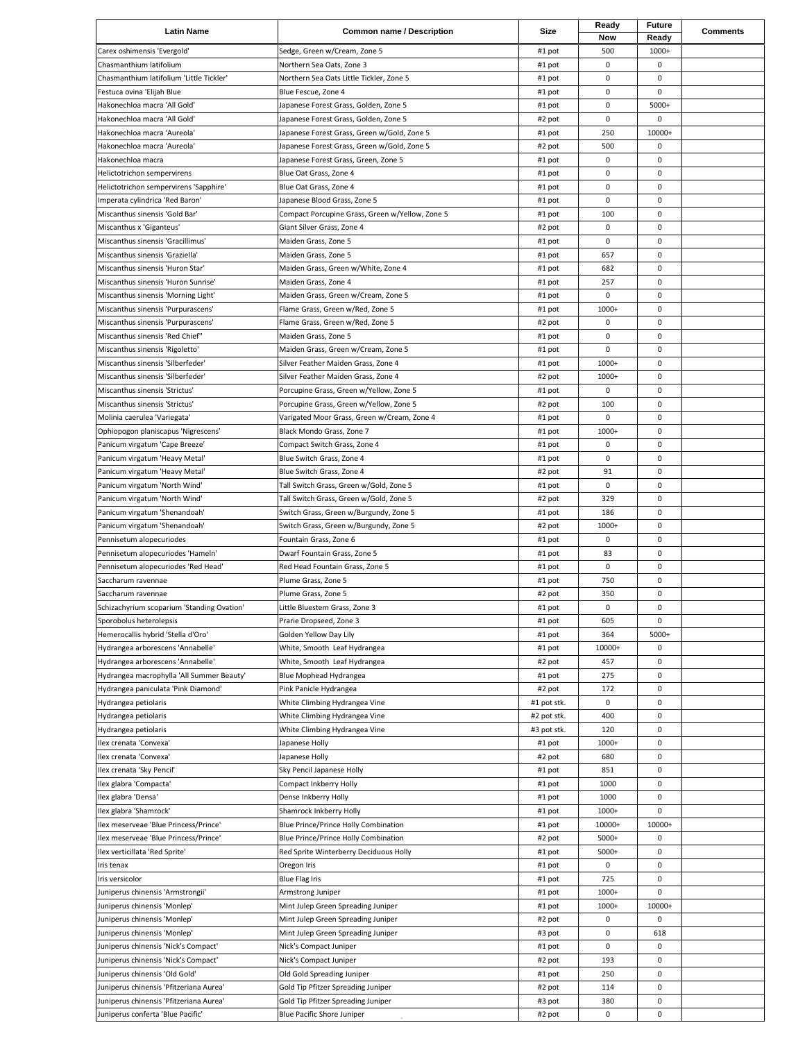| Latin Name | Common name / Description | Size | Ready Now | Future Ready | Comments |
|---|---|---|---|---|---|
| Carex oshimensis 'Evergold' | Sedge, Green w/Cream, Zone 5 | #1 pot | 500 | 1000+ | |
| Chasmanthium latifolium | Northern Sea Oats, Zone 3 | #1 pot | 0 | 0 | |
| Chasmanthium latifolium 'Little Tickler' | Northern Sea Oats Little Tickler, Zone 5 | #1 pot | 0 | 0 | |
| Festuca ovina 'Elijah Blue | Blue Fescue, Zone 4 | #1 pot | 0 | 0 | |
| Hakonechloa macra 'All Gold' | Japanese Forest Grass, Golden, Zone 5 | #1 pot | 0 | 5000+ | |
| Hakonechloa macra 'All Gold' | Japanese Forest Grass, Golden, Zone 5 | #2 pot | 0 | 0 | |
| Hakonechloa macra 'Aureola' | Japanese Forest Grass, Green w/Gold, Zone 5 | #1 pot | 250 | 10000+ | |
| Hakonechloa macra 'Aureola' | Japanese Forest Grass, Green w/Gold, Zone 5 | #2 pot | 500 | 0 | |
| Hakonechloa macra | Japanese Forest Grass, Green, Zone 5 | #1 pot | 0 | 0 | |
| Helictotrichon sempervirens | Blue Oat Grass, Zone 4 | #1 pot | 0 | 0 | |
| Helictotrichon sempervirens 'Sapphire' | Blue Oat Grass, Zone 4 | #1 pot | 0 | 0 | |
| Imperata cylindrica 'Red Baron' | Japanese Blood Grass, Zone 5 | #1 pot | 0 | 0 | |
| Miscanthus sinensis 'Gold Bar' | Compact Porcupine Grass, Green w/Yellow, Zone 5 | #1 pot | 100 | 0 | |
| Miscanthus x 'Giganteus' | Giant Silver Grass, Zone 4 | #2 pot | 0 | 0 | |
| Miscanthus sinensis 'Gracillimus' | Maiden Grass, Zone 5 | #1 pot | 0 | 0 | |
| Miscanthus sinensis 'Graziella' | Maiden Grass, Zone 5 | #1 pot | 657 | 0 | |
| Miscanthus sinensis 'Huron Star' | Maiden Grass, Green w/White, Zone 4 | #1 pot | 682 | 0 | |
| Miscanthus sinensis 'Huron Sunrise' | Maiden Grass, Zone 4 | #1 pot | 257 | 0 | |
| Miscanthus sinensis 'Morning Light' | Maiden Grass, Green w/Cream, Zone 5 | #1 pot | 0 | 0 | |
| Miscanthus sinensis 'Purpurascens' | Flame Grass, Green w/Red, Zone 5 | #1 pot | 1000+ | 0 | |
| Miscanthus sinensis 'Purpurascens' | Flame Grass, Green w/Red, Zone 5 | #2 pot | 0 | 0 | |
| Miscanthus sinensis 'Red Chief'' | Maiden Grass, Zone 5 | #1 pot | 0 | 0 | |
| Miscanthus sinensis 'Rigoletto' | Maiden Grass, Green w/Cream, Zone 5 | #1 pot | 0 | 0 | |
| Miscanthus sinensis 'Silberfeder' | Silver Feather Maiden Grass, Zone 4 | #1 pot | 1000+ | 0 | |
| Miscanthus sinensis 'Silberfeder' | Silver Feather Maiden Grass, Zone 4 | #2 pot | 1000+ | 0 | |
| Miscanthus sinensis 'Strictus' | Porcupine Grass, Green w/Yellow, Zone 5 | #1 pot | 0 | 0 | |
| Miscanthus sinensis 'Strictus' | Porcupine Grass, Green w/Yellow, Zone 5 | #2 pot | 100 | 0 | |
| Molinia caerulea 'Variegata' | Varigated Moor Grass, Green w/Cream, Zone 4 | #1 pot | 0 | 0 | |
| Ophiopogon planiscapus 'Nigrescens' | Black Mondo Grass, Zone 7 | #1 pot | 1000+ | 0 | |
| Panicum virgatum 'Cape Breeze' | Compact Switch Grass, Zone 4 | #1 pot | 0 | 0 | |
| Panicum virgatum 'Heavy Metal' | Blue Switch Grass, Zone 4 | #1 pot | 0 | 0 | |
| Panicum virgatum 'Heavy Metal' | Blue Switch Grass, Zone 4 | #2 pot | 91 | 0 | |
| Panicum virgatum 'North Wind' | Tall Switch Grass, Green w/Gold, Zone 5 | #1 pot | 0 | 0 | |
| Panicum virgatum 'North Wind' | Tall Switch Grass, Green w/Gold, Zone 5 | #2 pot | 329 | 0 | |
| Panicum virgatum 'Shenandoah' | Switch Grass, Green w/Burgundy, Zone 5 | #1 pot | 186 | 0 | |
| Panicum virgatum 'Shenandoah' | Switch Grass, Green w/Burgundy, Zone 5 | #2 pot | 1000+ | 0 | |
| Pennisetum alopecuriodes | Fountain Grass, Zone 6 | #1 pot | 0 | 0 | |
| Pennisetum alopecuriodes 'Hameln' | Dwarf Fountain Grass, Zone 5 | #1 pot | 83 | 0 | |
| Pennisetum alopecuriodes 'Red Head' | Red Head Fountain Grass, Zone 5 | #1 pot | 0 | 0 | |
| Saccharum ravennae | Plume Grass, Zone 5 | #1 pot | 750 | 0 | |
| Saccharum ravennae | Plume Grass, Zone 5 | #2 pot | 350 | 0 | |
| Schizachyrium scoparium 'Standing Ovation' | Little Bluestem Grass, Zone 3 | #1 pot | 0 | 0 | |
| Sporobolus heterolepsis | Prarie Dropseed, Zone 3 | #1 pot | 605 | 0 | |
| Hemerocallis hybrid 'Stella d'Oro' | Golden Yellow Day Lily | #1 pot | 364 | 5000+ | |
| Hydrangea arborescens 'Annabelle' | White, Smooth Leaf Hydrangea | #1 pot | 10000+ | 0 | |
| Hydrangea arborescens 'Annabelle' | White, Smooth Leaf Hydrangea | #2 pot | 457 | 0 | |
| Hydrangea macrophylla 'All Summer Beauty' | Blue Mophead Hydrangea | #1 pot | 275 | 0 | |
| Hydrangea paniculata 'Pink Diamond' | Pink Panicle Hydrangea | #2 pot | 172 | 0 | |
| Hydrangea petiolaris | White Climbing Hydrangea Vine | #1 pot stk. | 0 | 0 | |
| Hydrangea petiolaris | White Climbing Hydrangea Vine | #2 pot stk. | 400 | 0 | |
| Hydrangea petiolaris | White Climbing Hydrangea Vine | #3 pot stk. | 120 | 0 | |
| Ilex crenata 'Convexa' | Japanese Holly | #1 pot | 1000+ | 0 | |
| Ilex crenata 'Convexa' | Japanese Holly | #2 pot | 680 | 0 | |
| Ilex crenata 'Sky Pencil' | Sky Pencil Japanese Holly | #1 pot | 851 | 0 | |
| Ilex glabra 'Compacta' | Compact Inkberry Holly | #1 pot | 1000 | 0 | |
| Ilex glabra 'Densa' | Dense Inkberry Holly | #1 pot | 1000 | 0 | |
| Ilex glabra 'Shamrock' | Shamrock Inkberry Holly | #1 pot | 1000+ | 0 | |
| Ilex meserveae 'Blue Princess/Prince' | Blue Prince/Prince Holly Combination | #1 pot | 10000+ | 10000+ | |
| Ilex meserveae 'Blue Princess/Prince' | Blue Prince/Prince Holly Combination | #2 pot | 5000+ | 0 | |
| Ilex verticillata 'Red Sprite' | Red Sprite Winterberry Deciduous Holly | #1 pot | 5000+ | 0 | |
| Iris tenax | Oregon Iris | #1 pot | 0 | 0 | |
| Iris versicolor | Blue Flag Iris | #1 pot | 725 | 0 | |
| Juniperus chinensis 'Armstrongii' | Armstrong Juniper | #1 pot | 1000+ | 0 | |
| Juniperus chinensis 'Monlep' | Mint Julep Green Spreading Juniper | #1 pot | 1000+ | 10000+ | |
| Juniperus chinensis 'Monlep' | Mint Julep Green Spreading Juniper | #2 pot | 0 | 0 | |
| Juniperus chinensis 'Monlep' | Mint Julep Green Spreading Juniper | #3 pot | 0 | 618 | |
| Juniperus chinensis 'Nick's Compact' | Nick's Compact Juniper | #1 pot | 0 | 0 | |
| Juniperus chinensis 'Nick's Compact' | Nick's Compact Juniper | #2 pot | 193 | 0 | |
| Juniperus chinensis 'Old Gold' | Old Gold Spreading Juniper | #1 pot | 250 | 0 | |
| Juniperus chinensis 'Pfitzeriana Aurea' | Gold Tip Pfitzer Spreading Juniper | #2 pot | 114 | 0 | |
| Juniperus chinensis 'Pfitzeriana Aurea' | Gold Tip Pfitzer Spreading Juniper | #3 pot | 380 | 0 | |
| Juniperus conferta 'Blue Pacific' | Blue Pacific Shore Juniper | #2 pot | 0 | 0 | |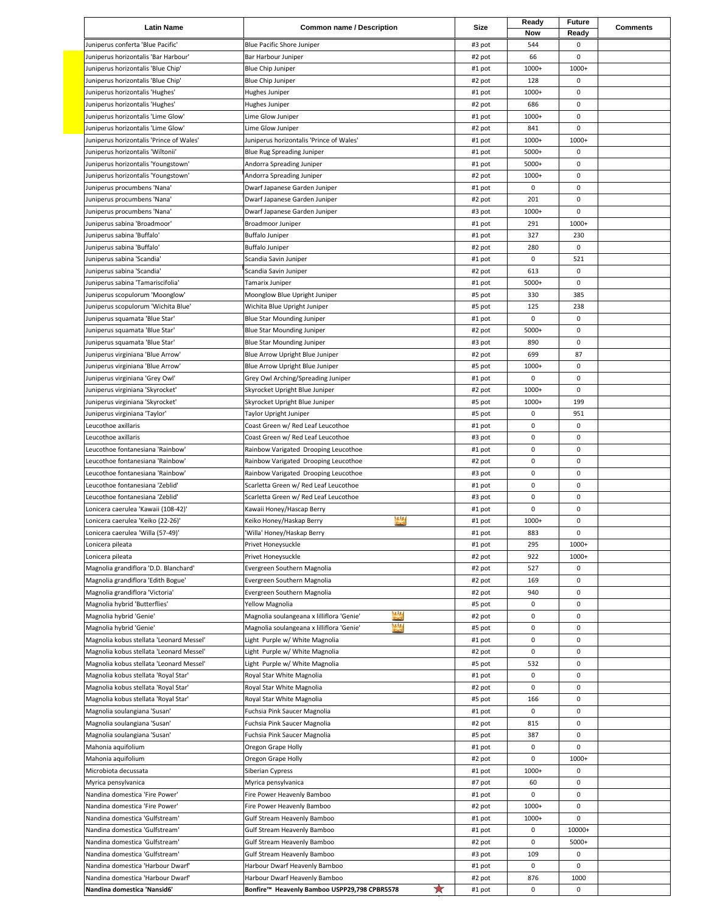| Latin Name | Common name / Description | Size | Ready Now | Future Ready | Comments |
|---|---|---|---|---|---|
| Juniperus conferta 'Blue Pacific' | Blue Pacific Shore Juniper | #3 pot | 544 | 0 | |
| Juniperus horizontalis 'Bar Harbour' | Bar Harbour Juniper | #2 pot | 66 | 0 | |
| Juniperus horizontalis 'Blue Chip' | Blue Chip Juniper | #1 pot | 1000+ | 1000+ | |
| Juniperus horizontalis 'Blue Chip' | Blue Chip Juniper | #2 pot | 128 | 0 | |
| Juniperus horizontalis 'Hughes' | Hughes Juniper | #1 pot | 1000+ | 0 | |
| Juniperus horizontalis 'Hughes' | Hughes Juniper | #2 pot | 686 | 0 | |
| Juniperus horizontalis 'Lime Glow' | Lime Glow Juniper | #1 pot | 1000+ | 0 | |
| Juniperus horizontalis 'Lime Glow' | Lime Glow Juniper | #2 pot | 841 | 0 | |
| Juniperus horizontalis 'Prince of Wales' | Juniperus horizontalis 'Prince of Wales' | #1 pot | 1000+ | 1000+ | |
| Juniperus horizontalis 'Wiltonii' | Blue Rug Spreading Juniper | #1 pot | 5000+ | 0 | |
| Juniperus horizontalis 'Youngstown' | Andorra Spreading Juniper | #1 pot | 5000+ | 0 | |
| Juniperus horizontalis 'Youngstown' | Andorra Spreading Juniper | #2 pot | 1000+ | 0 | |
| Juniperus procumbens 'Nana' | Dwarf Japanese Garden Juniper | #1 pot | 0 | 0 | |
| Juniperus procumbens 'Nana' | Dwarf Japanese Garden Juniper | #2 pot | 201 | 0 | |
| Juniperus procumbens 'Nana' | Dwarf Japanese Garden Juniper | #3 pot | 1000+ | 0 | |
| Juniperus sabina 'Broadmoor' | Broadmoor Juniper | #1 pot | 291 | 1000+ | |
| Juniperus sabina 'Buffalo' | Buffalo Juniper | #1 pot | 327 | 230 | |
| Juniperus sabina 'Buffalo' | Buffalo Juniper | #2 pot | 280 | 0 | |
| Juniperus sabina 'Scandia' | Scandia Savin Juniper | #1 pot | 0 | 521 | |
| Juniperus sabina 'Scandia' | Scandia Savin Juniper | #2 pot | 613 | 0 | |
| Juniperus sabina 'Tamariscifolia' | Tamarix Juniper | #1 pot | 5000+ | 0 | |
| Juniperus scopulorum 'Moonglow' | Moonglow Blue Upright Juniper | #5 pot | 330 | 385 | |
| Juniperus scopulorum 'Wichita Blue' | Wichita Blue Upright Juniper | #5 pot | 125 | 238 | |
| Juniperus squamata 'Blue Star' | Blue Star Mounding Juniper | #1 pot | 0 | 0 | |
| Juniperus squamata 'Blue Star' | Blue Star Mounding Juniper | #2 pot | 5000+ | 0 | |
| Juniperus squamata 'Blue Star' | Blue Star Mounding Juniper | #3 pot | 890 | 0 | |
| Juniperus virginiana 'Blue Arrow' | Blue Arrow Upright Blue Juniper | #2 pot | 699 | 87 | |
| Juniperus virginiana 'Blue Arrow' | Blue Arrow Upright Blue Juniper | #5 pot | 1000+ | 0 | |
| Juniperus virginiana 'Grey Owl' | Grey Owl Arching/Spreading Juniper | #1 pot | 0 | 0 | |
| Juniperus virginiana 'Skyrocket' | Skyrocket Upright Blue Juniper | #2 pot | 1000+ | 0 | |
| Juniperus virginiana 'Skyrocket' | Skyrocket Upright Blue Juniper | #5 pot | 1000+ | 199 | |
| Juniperus virginiana 'Taylor' | Taylor Upright Juniper | #5 pot | 0 | 951 | |
| Leucothoe axillaris | Coast Green w/ Red Leaf Leucothoe | #1 pot | 0 | 0 | |
| Leucothoe axillaris | Coast Green w/ Red Leaf Leucothoe | #3 pot | 0 | 0 | |
| Leucothoe fontanesiana 'Rainbow' | Rainbow Varigated Drooping Leucothoe | #1 pot | 0 | 0 | |
| Leucothoe fontanesiana 'Rainbow' | Rainbow Varigated Drooping Leucothoe | #2 pot | 0 | 0 | |
| Leucothoe fontanesiana 'Rainbow' | Rainbow Varigated Drooping Leucothoe | #3 pot | 0 | 0 | |
| Leucothoe fontanesiana 'Zeblid' | Scarletta Green w/ Red Leaf Leucothoe | #1 pot | 0 | 0 | |
| Leucothoe fontanesiana 'Zeblid' | Scarletta Green w/ Red Leaf Leucothoe | #3 pot | 0 | 0 | |
| Lonicera caerulea 'Kawaii (108-42)' | Kawaii Honey/Hascap Berry | #1 pot | 0 | 0 | |
| Lonicera caerulea 'Keiko (22-26)' | Keiko Honey/Haskap Berry | #1 pot | 1000+ | 0 | |
| Lonicera caerulea 'Willa (57-49)' | 'Willa' Honey/Haskap Berry | #1 pot | 883 | 0 | |
| Lonicera pileata | Privet Honeysuckle | #1 pot | 295 | 1000+ | |
| Lonicera pileata | Privet Honeysuckle | #2 pot | 922 | 1000+ | |
| Magnolia grandiflora 'D.D. Blanchard' | Evergreen Southern Magnolia | #2 pot | 527 | 0 | |
| Magnolia grandiflora 'Edith Bogue' | Evergreen Southern Magnolia | #2 pot | 169 | 0 | |
| Magnolia grandiflora 'Victoria' | Evergreen Southern Magnolia | #2 pot | 940 | 0 | |
| Magnolia hybrid 'Butterflies' | Yellow Magnolia | #5 pot | 0 | 0 | |
| Magnolia hybrid 'Genie' | Magnolia soulangeana x lilliflora 'Genie' | #2 pot | 0 | 0 | |
| Magnolia hybrid 'Genie' | Magnolia soulangeana x lilliflora 'Genie' | #5 pot | 0 | 0 | |
| Magnolia kobus stellata 'Leonard Messel' | Light Purple w/ White Magnolia | #1 pot | 0 | 0 | |
| Magnolia kobus stellata 'Leonard Messel' | Light Purple w/ White Magnolia | #2 pot | 0 | 0 | |
| Magnolia kobus stellata 'Leonard Messel' | Light Purple w/ White Magnolia | #5 pot | 532 | 0 | |
| Magnolia kobus stellata 'Royal Star' | Royal Star White Magnolia | #1 pot | 0 | 0 | |
| Magnolia kobus stellata 'Royal Star' | Royal Star White Magnolia | #2 pot | 0 | 0 | |
| Magnolia kobus stellata 'Royal Star' | Royal Star White Magnolia | #5 pot | 166 | 0 | |
| Magnolia soulangiana 'Susan' | Fuchsia Pink Saucer Magnolia | #1 pot | 0 | 0 | |
| Magnolia soulangiana 'Susan' | Fuchsia Pink Saucer Magnolia | #2 pot | 815 | 0 | |
| Magnolia soulangiana 'Susan' | Fuchsia Pink Saucer Magnolia | #5 pot | 387 | 0 | |
| Mahonia aquifolium | Oregon Grape Holly | #1 pot | 0 | 0 | |
| Mahonia aquifolium | Oregon Grape Holly | #2 pot | 0 | 1000+ | |
| Microbiota decussata | Siberian Cypress | #1 pot | 1000+ | 0 | |
| Myrica pensylvanica | Myrica pensylvanica | #7 pot | 60 | 0 | |
| Nandina domestica 'Fire Power' | Fire Power Heavenly Bamboo | #1 pot | 0 | 0 | |
| Nandina domestica 'Fire Power' | Fire Power Heavenly Bamboo | #2 pot | 1000+ | 0 | |
| Nandina domestica 'Gulfstream' | Gulf Stream Heavenly Bamboo | #1 pot | 1000+ | 0 | |
| Nandina domestica 'Gulfstream' | Gulf Stream Heavenly Bamboo | #1 pot | 0 | 10000+ | |
| Nandina domestica 'Gulfstream' | Gulf Stream Heavenly Bamboo | #2 pot | 0 | 5000+ | |
| Nandina domestica 'Gulfstream' | Gulf Stream Heavenly Bamboo | #3 pot | 109 | 0 | |
| Nandina domestica 'Harbour Dwarf' | Harbour Dwarf Heavenly Bamboo | #1 pot | 0 | 0 | |
| Nandina domestica 'Harbour Dwarf' | Harbour Dwarf Heavenly Bamboo | #2 pot | 876 | 1000 | |
| **Nandina domestica 'Nansid6'** | **Bonfire™ Heavenly Bamboo USPP29,798 CPBR5578** | #1 pot | 0 | 0 | |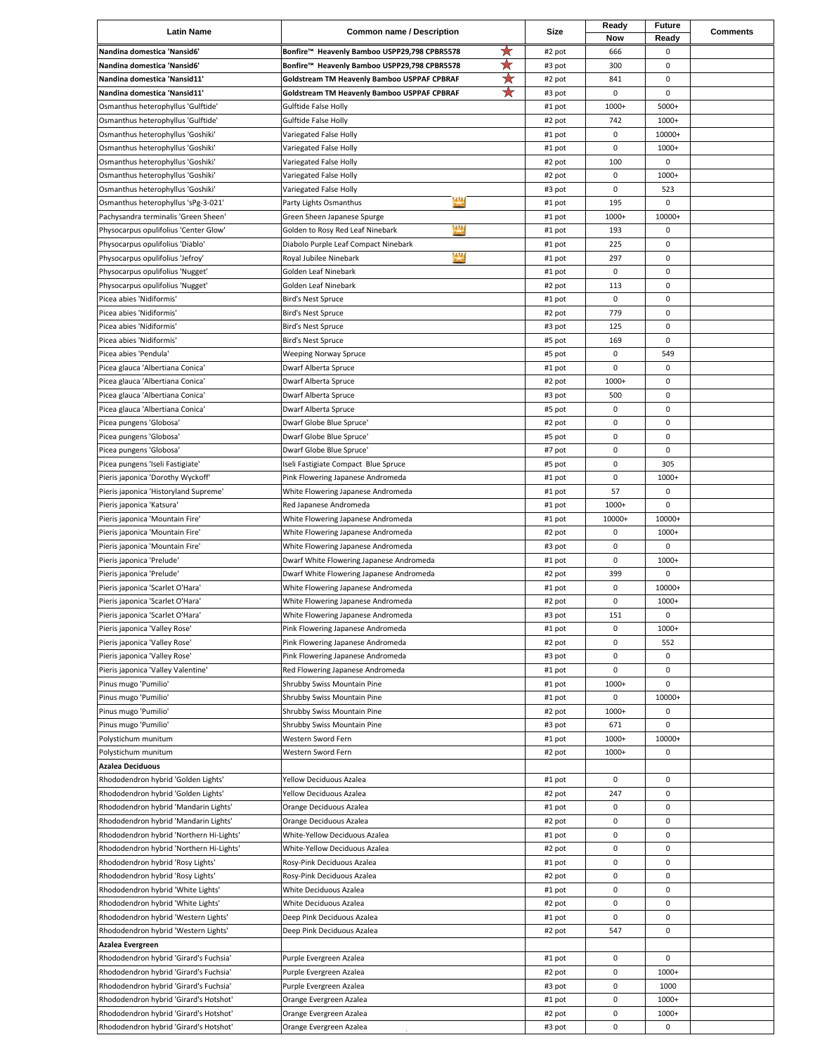| Latin Name | Common name / Description | Size | Ready Now | Future Ready | Comments |
|---|---|---|---|---|---|
| **Nandina domestica 'Nansid6'** | **Bonfire™ Heavenly Bamboo USPP29,798 CBPR5578** | #2 pot | 666 | 0 | |
| **Nandina domestica 'Nansid6'** | **Bonfire™ Heavenly Bamboo USPP29,798 CBPR5578** | #3 pot | 300 | 0 | |
| **Nandina domestica 'Nansid11'** | **Goldstream TM Heavenly Bamboo USPPAF CPBRAF** | #2 pot | 841 | 0 | |
| **Nandina domestica 'Nansid11'** | **Goldstream TM Heavenly Bamboo USPPAF CPBRAF** | #3 pot | 0 | 0 | |
| Osmanthus heterophyllus 'Gulftide' | Gulftide False Holly | #1 pot | 1000+ | 5000+ | |
| Osmanthus heterophyllus 'Gulftide' | Gulftide False Holly | #2 pot | 742 | 1000+ | |
| Osmanthus heterophyllus 'Goshiki' | Variegated False Holly | #1 pot | 0 | 10000+ | |
| Osmanthus heterophyllus 'Goshiki' | Variegated False Holly | #1 pot | 0 | 1000+ | |
| Osmanthus heterophyllus 'Goshiki' | Variegated False Holly | #2 pot | 100 | 0 | |
| Osmanthus heterophyllus 'Goshiki' | Variegated False Holly | #2 pot | 0 | 1000+ | |
| Osmanthus heterophyllus 'Goshiki' | Variegated False Holly | #3 pot | 0 | 523 | |
| Osmanthus heterophyllus 'sPg-3-021' | Party Lights Osmanthus | #1 pot | 195 | 0 | |
| Pachysandra terminalis 'Green Sheen' | Green Sheen Japanese Spurge | #1 pot | 1000+ | 10000+ | |
| Physocarpus opulifolius 'Center Glow' | Golden to Rosy Red Leaf Ninebark | #1 pot | 193 | 0 | |
| Physocarpus opulifolius 'Diablo' | Diabolo Purple Leaf Compact Ninebark | #1 pot | 225 | 0 | |
| Physocarpus opulifolius 'Jefroy' | Royal Jubilee Ninebark | #1 pot | 297 | 0 | |
| Physocarpus opulifolius 'Nugget' | Golden Leaf Ninebark | #1 pot | 0 | 0 | |
| Physocarpus opulifolius 'Nugget' | Golden Leaf Ninebark | #2 pot | 113 | 0 | |
| Picea abies 'Nidiformis' | Bird's Nest Spruce | #1 pot | 0 | 0 | |
| Picea abies 'Nidiformis' | Bird's Nest Spruce | #2 pot | 779 | 0 | |
| Picea abies 'Nidiformis' | Bird's Nest Spruce | #3 pot | 125 | 0 | |
| Picea abies 'Nidiformis' | Bird's Nest Spruce | #5 pot | 169 | 0 | |
| Picea abies 'Pendula' | Weeping Norway Spruce | #5 pot | 0 | 549 | |
| Picea glauca 'Albertiana Conica' | Dwarf Alberta Spruce | #1 pot | 0 | 0 | |
| Picea glauca 'Albertiana Conica' | Dwarf Alberta Spruce | #2 pot | 1000+ | 0 | |
| Picea glauca 'Albertiana Conica' | Dwarf Alberta Spruce | #3 pot | 500 | 0 | |
| Picea glauca 'Albertiana Conica' | Dwarf Alberta Spruce | #5 pot | 0 | 0 | |
| Picea pungens 'Globosa' | Dwarf Globe Blue Spruce' | #2 pot | 0 | 0 | |
| Picea pungens 'Globosa' | Dwarf Globe Blue Spruce' | #5 pot | 0 | 0 | |
| Picea pungens 'Globosa' | Dwarf Globe Blue Spruce' | #7 pot | 0 | 0 | |
| Picea pungens 'Iseli Fastigiate' | Iseli Fastigiate Compact Blue Spruce | #5 pot | 0 | 305 | |
| Pieris japonica 'Dorothy Wyckoff' | Pink Flowering Japanese Andromeda | #1 pot | 0 | 1000+ | |
| Pieris japonica 'Historyland Supreme' | White Flowering Japanese Andromeda | #1 pot | 57 | 0 | |
| Pieris japonica 'Katsura' | Red Japanese Andromeda | #1 pot | 1000+ | 0 | |
| Pieris japonica 'Mountain Fire' | White Flowering Japanese Andromeda | #1 pot | 10000+ | 10000+ | |
| Pieris japonica 'Mountain Fire' | White Flowering Japanese Andromeda | #2 pot | 0 | 1000+ | |
| Pieris japonica 'Mountain Fire' | White Flowering Japanese Andromeda | #3 pot | 0 | 0 | |
| Pieris japonica 'Prelude' | Dwarf White Flowering Japanese Andromeda | #1 pot | 0 | 1000+ | |
| Pieris japonica 'Prelude' | Dwarf White Flowering Japanese Andromeda | #2 pot | 399 | 0 | |
| Pieris japonica 'Scarlet O'Hara' | White Flowering Japanese Andromeda | #1 pot | 0 | 10000+ | |
| Pieris japonica 'Scarlet O'Hara' | White Flowering Japanese Andromeda | #2 pot | 0 | 1000+ | |
| Pieris japonica 'Scarlet O'Hara' | White Flowering Japanese Andromeda | #3 pot | 151 | 0 | |
| Pieris japonica 'Valley Rose' | Pink Flowering Japanese Andromeda | #1 pot | 0 | 1000+ | |
| Pieris japonica 'Valley Rose' | Pink Flowering Japanese Andromeda | #2 pot | 0 | 552 | |
| Pieris japonica 'Valley Rose' | Pink Flowering Japanese Andromeda | #3 pot | 0 | 0 | |
| Pieris japonica 'Valley Valentine' | Red Flowering Japanese Andromeda | #1 pot | 0 | 0 | |
| Pinus mugo 'Pumilio' | Shrubby Swiss Mountain Pine | #1 pot | 1000+ | 0 | |
| Pinus mugo 'Pumilio' | Shrubby Swiss Mountain Pine | #1 pot | 0 | 10000+ | |
| Pinus mugo 'Pumilio' | Shrubby Swiss Mountain Pine | #2 pot | 1000+ | 0 | |
| Pinus mugo 'Pumilio' | Shrubby Swiss Mountain Pine | #3 pot | 671 | 0 | |
| Polystichum munitum | Western Sword Fern | #1 pot | 1000+ | 10000+ | |
| Polystichum munitum | Western Sword Fern | #2 pot | 1000+ | 0 | |
| **Azalea Deciduous** | | | | | |
| Rhododendron hybrid 'Golden Lights' | Yellow Deciduous Azalea | #1 pot | 0 | 0 | |
| Rhododendron hybrid 'Golden Lights' | Yellow Deciduous Azalea | #2 pot | 247 | 0 | |
| Rhododendron hybrid 'Mandarin Lights' | Orange Deciduous Azalea | #1 pot | 0 | 0 | |
| Rhododendron hybrid 'Mandarin Lights' | Orange Deciduous Azalea | #2 pot | 0 | 0 | |
| Rhododendron hybrid 'Northern Hi-Lights' | White-Yellow Deciduous Azalea | #1 pot | 0 | 0 | |
| Rhododendron hybrid 'Northern Hi-Lights' | White-Yellow Deciduous Azalea | #2 pot | 0 | 0 | |
| Rhododendron hybrid 'Rosy Lights' | Rosy-Pink Deciduous Azalea | #1 pot | 0 | 0 | |
| Rhododendron hybrid 'Rosy Lights' | Rosy-Pink Deciduous Azalea | #2 pot | 0 | 0 | |
| Rhododendron hybrid 'White Lights' | White Deciduous Azalea | #1 pot | 0 | 0 | |
| Rhododendron hybrid 'White Lights' | White Deciduous Azalea | #2 pot | 0 | 0 | |
| Rhododendron hybrid 'Western Lights' | Deep Pink Deciduous Azalea | #1 pot | 0 | 0 | |
| Rhododendron hybrid 'Western Lights' | Deep Pink Deciduous Azalea | #2 pot | 547 | 0 | |
| **Azalea Evergreen** | | | | | |
| Rhododendron hybrid 'Girard's Fuchsia' | Purple Evergreen Azalea | #1 pot | 0 | 0 | |
| Rhododendron hybrid 'Girard's Fuchsia' | Purple Evergreen Azalea | #2 pot | 0 | 1000+ | |
| Rhododendron hybrid 'Girard's Fuchsia' | Purple Evergreen Azalea | #3 pot | 0 | 1000 | |
| Rhododendron hybrid 'Girard's Hotshot' | Orange Evergreen Azalea | #1 pot | 0 | 1000+ | |
| Rhododendron hybrid 'Girard's Hotshot' | Orange Evergreen Azalea | #2 pot | 0 | 1000+ | |
| Rhododendron hybrid 'Girard's Hotshot' | Orange Evergreen Azalea | #3 pot | 0 | 0 | |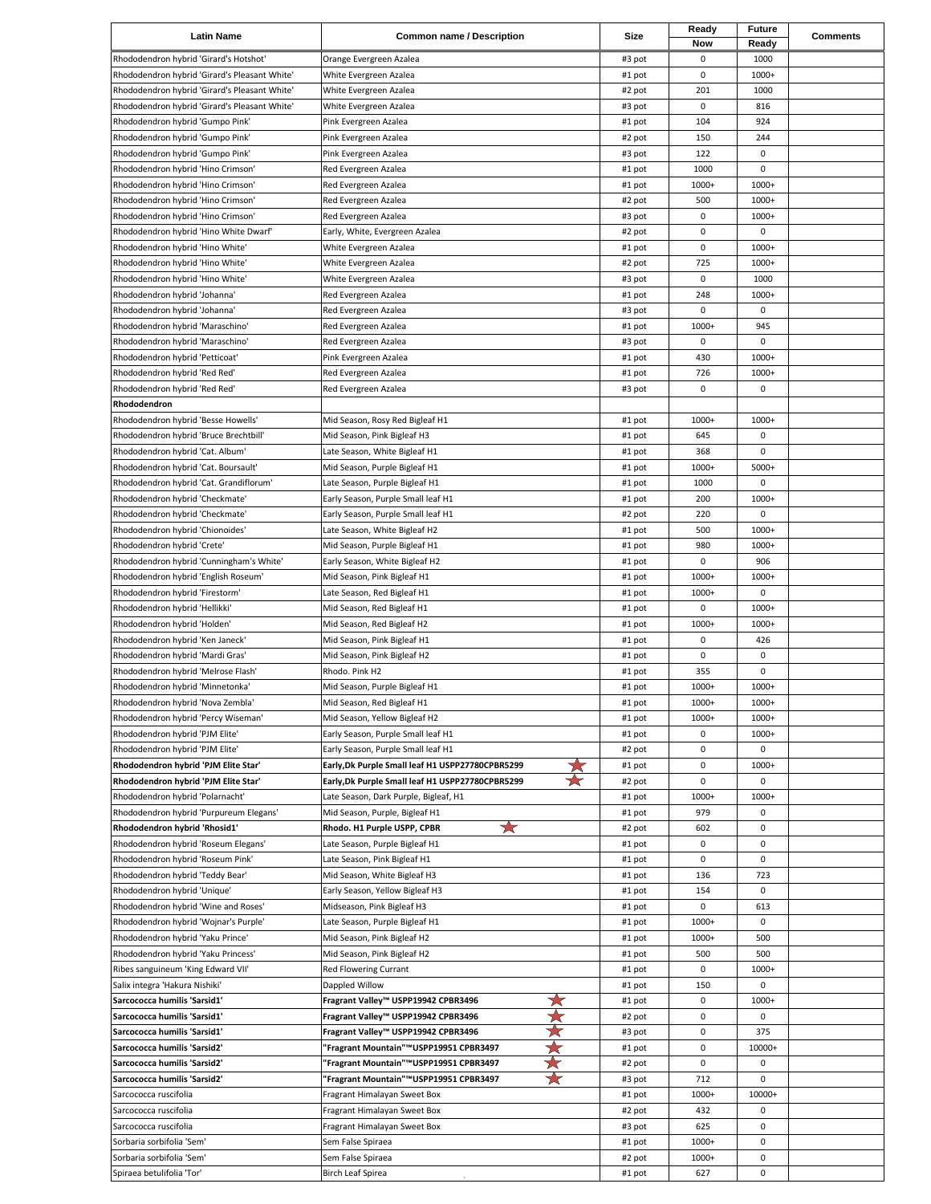| Latin Name | Common name / Description | Size | Ready Now | Future Ready | Comments |
|---|---|---|---|---|---|
| Rhododendron hybrid 'Girard's Hotshot' | Orange Evergreen Azalea | #3 pot | 0 | 1000 | |
| Rhododendron hybrid 'Girard's Pleasant White' | White Evergreen Azalea | #1 pot | 0 | 1000+ | |
| Rhododendron hybrid 'Girard's Pleasant White' | White Evergreen Azalea | #2 pot | 201 | 1000 | |
| Rhododendron hybrid 'Girard's Pleasant White' | White Evergreen Azalea | #3 pot | 0 | 816 | |
| Rhododendron hybrid 'Gumpo Pink' | Pink Evergreen Azalea | #1 pot | 104 | 924 | |
| Rhododendron hybrid 'Gumpo Pink' | Pink Evergreen Azalea | #2 pot | 150 | 244 | |
| Rhododendron hybrid 'Gumpo Pink' | Pink Evergreen Azalea | #3 pot | 122 | 0 | |
| Rhododendron hybrid 'Hino Crimson' | Red Evergreen Azalea | #1 pot | 1000 | 0 | |
| Rhododendron hybrid 'Hino Crimson' | Red Evergreen Azalea | #1 pot | 1000+ | 1000+ | |
| Rhododendron hybrid 'Hino Crimson' | Red Evergreen Azalea | #2 pot | 500 | 1000+ | |
| Rhododendron hybrid 'Hino Crimson' | Red Evergreen Azalea | #3 pot | 0 | 1000+ | |
| Rhododendron hybrid 'Hino White Dwarf' | Early, White, Evergreen Azalea | #2 pot | 0 | 0 | |
| Rhododendron hybrid 'Hino White' | White Evergreen Azalea | #1 pot | 0 | 1000+ | |
| Rhododendron hybrid 'Hino White' | White Evergreen Azalea | #2 pot | 725 | 1000+ | |
| Rhododendron hybrid 'Hino White' | White Evergreen Azalea | #3 pot | 0 | 1000 | |
| Rhododendron hybrid 'Johanna' | Red Evergreen Azalea | #1 pot | 248 | 1000+ | |
| Rhododendron hybrid 'Johanna' | Red Evergreen Azalea | #3 pot | 0 | 0 | |
| Rhododendron hybrid 'Maraschino' | Red Evergreen Azalea | #1 pot | 1000+ | 945 | |
| Rhododendron hybrid 'Maraschino' | Red Evergreen Azalea | #3 pot | 0 | 0 | |
| Rhododendron hybrid 'Petticoat' | Pink Evergreen Azalea | #1 pot | 430 | 1000+ | |
| Rhododendron hybrid 'Red Red' | Red Evergreen Azalea | #1 pot | 726 | 1000+ | |
| Rhododendron hybrid 'Red Red' | Red Evergreen Azalea | #3 pot | 0 | 0 | |
| **Rhododendron** | | | | | |
| Rhododendron hybrid 'Besse Howells' | Mid Season, Rosy Red Bigleaf H1 | #1 pot | 1000+ | 1000+ | |
| Rhododendron hybrid 'Bruce Brechtbill' | Mid Season, Pink Bigleaf H3 | #1 pot | 645 | 0 | |
| Rhododendron hybrid 'Cat. Album' | Late Season, White Bigleaf H1 | #1 pot | 368 | 0 | |
| Rhododendron hybrid 'Cat. Boursault' | Mid Season, Purple Bigleaf H1 | #1 pot | 1000+ | 5000+ | |
| Rhododendron hybrid 'Cat. Grandiflorum' | Late Season, Purple Bigleaf H1 | #1 pot | 1000 | 0 | |
| Rhododendron hybrid 'Checkmate' | Early Season, Purple Small leaf H1 | #1 pot | 200 | 1000+ | |
| Rhododendron hybrid 'Checkmate' | Early Season, Purple Small leaf H1 | #2 pot | 220 | 0 | |
| Rhododendron hybrid 'Chionoides' | Late Season, White Bigleaf H2 | #1 pot | 500 | 1000+ | |
| Rhododendron hybrid 'Crete' | Mid Season, Purple Bigleaf H1 | #1 pot | 980 | 1000+ | |
| Rhododendron hybrid 'Cunningham's White' | Early Season, White Bigleaf H2 | #1 pot | 0 | 906 | |
| Rhododendron hybrid 'English Roseum' | Mid Season, Pink Bigleaf H1 | #1 pot | 1000+ | 1000+ | |
| Rhododendron hybrid 'Firestorm' | Late Season, Red Bigleaf H1 | #1 pot | 1000+ | 0 | |
| Rhododendron hybrid 'Hellikki' | Mid Season, Red Bigleaf H1 | #1 pot | 0 | 1000+ | |
| Rhododendron hybrid 'Holden' | Mid Season, Red Bigleaf H2 | #1 pot | 1000+ | 1000+ | |
| Rhododendron hybrid 'Ken Janeck' | Mid Season, Pink Bigleaf H1 | #1 pot | 0 | 426 | |
| Rhododendron hybrid 'Mardi Gras' | Mid Season, Pink Bigleaf H2 | #1 pot | 0 | 0 | |
| Rhododendron hybrid 'Melrose Flash' | Rhodo. Pink H2 | #1 pot | 355 | 0 | |
| Rhododendron hybrid 'Minnetonka' | Mid Season, Purple Bigleaf H1 | #1 pot | 1000+ | 1000+ | |
| Rhododendron hybrid 'Nova Zembla' | Mid Season, Red Bigleaf H1 | #1 pot | 1000+ | 1000+ | |
| Rhododendron hybrid 'Percy Wiseman' | Mid Season, Yellow Bigleaf H2 | #1 pot | 1000+ | 1000+ | |
| Rhododendron hybrid 'PJM Elite' | Early Season, Purple Small leaf H1 | #1 pot | 0 | 1000+ | |
| Rhododendron hybrid 'PJM Elite' | Early Season, Purple Small leaf H1 | #2 pot | 0 | 0 | |
| **Rhododendron hybrid 'PJM Elite Star'** | **Early,Dk Purple Small leaf H1 USPP27780CPBR5299** ★ | #1 pot | 0 | 1000+ | |
| **Rhododendron hybrid 'PJM Elite Star'** | **Early,Dk Purple Small leaf H1 USPP27780CPBR5299** ★ | #2 pot | 0 | 0 | |
| Rhododendron hybrid 'Polarnacht' | Late Season, Dark Purple, Bigleaf, H1 | #1 pot | 1000+ | 1000+ | |
| Rhododendron hybrid 'Purpureum Elegans' | Mid Season, Purple, Bigleaf H1 | #1 pot | 979 | 0 | |
| **Rhododendron hybrid 'Rhosid1'** | **Rhodo. H1 Purple USPP, CPBR** ★ | #2 pot | 602 | 0 | |
| Rhododendron hybrid 'Roseum Elegans' | Late Season, Purple Bigleaf H1 | #1 pot | 0 | 0 | |
| Rhododendron hybrid 'Roseum Pink' | Late Season, Pink Bigleaf H1 | #1 pot | 0 | 0 | |
| Rhododendron hybrid 'Teddy Bear' | Mid Season, White Bigleaf H3 | #1 pot | 136 | 723 | |
| Rhododendron hybrid 'Unique' | Early Season, Yellow Bigleaf H3 | #1 pot | 154 | 0 | |
| Rhododendron hybrid 'Wine and Roses' | Midseason, Pink Bigleaf H3 | #1 pot | 0 | 613 | |
| Rhododendron hybrid 'Wojnar's Purple' | Late Season, Purple Bigleaf H1 | #1 pot | 1000+ | 0 | |
| Rhododendron hybrid 'Yaku Prince' | Mid Season, Pink Bigleaf H2 | #1 pot | 1000+ | 500 | |
| Rhododendron hybrid 'Yaku Princess' | Mid Season, Pink Bigleaf H2 | #1 pot | 500 | 500 | |
| Ribes sanguineum 'King Edward VII' | Red Flowering Currant | #1 pot | 0 | 1000+ | |
| Salix integra 'Hakura Nishiki' | Dappled Willow | #1 pot | 150 | 0 | |
| **Sarcococca humilis 'Sarsid1'** | **Fragrant Valley™ USPP19942 CPBR3496** ★ | #1 pot | 0 | 1000+ | |
| **Sarcococca humilis 'Sarsid1'** | **Fragrant Valley™ USPP19942 CPBR3496** ★ | #2 pot | 0 | 0 | |
| **Sarcococca humilis 'Sarsid1'** | **Fragrant Valley™ USPP19942 CPBR3496** ★ | #3 pot | 0 | 375 | |
| **Sarcococca humilis 'Sarsid2'** | **"Fragrant Mountain"™USPP19951 CPBR3497** ★ | #1 pot | 0 | 10000+ | |
| **Sarcococca humilis 'Sarsid2'** | **"Fragrant Mountain"™USPP19951 CPBR3497** ★ | #2 pot | 0 | 0 | |
| **Sarcococca humilis 'Sarsid2'** | **"Fragrant Mountain"™USPP19951 CPBR3497** ★ | #3 pot | 712 | 0 | |
| Sarcococca ruscifolia | Fragrant Himalayan Sweet Box | #1 pot | 1000+ | 10000+ | |
| Sarcococca ruscifolia | Fragrant Himalayan Sweet Box | #2 pot | 432 | 0 | |
| Sarcococca ruscifolia | Fragrant Himalayan Sweet Box | #3 pot | 625 | 0 | |
| Sorbaria sorbifolia 'Sem' | Sem False Spiraea | #1 pot | 1000+ | 0 | |
| Sorbaria sorbifolia 'Sem' | Sem False Spiraea | #2 pot | 1000+ | 0 | |
| Spiraea betulifolia 'Tor' | Birch Leaf Spirea | #1 pot | 627 | 0 | |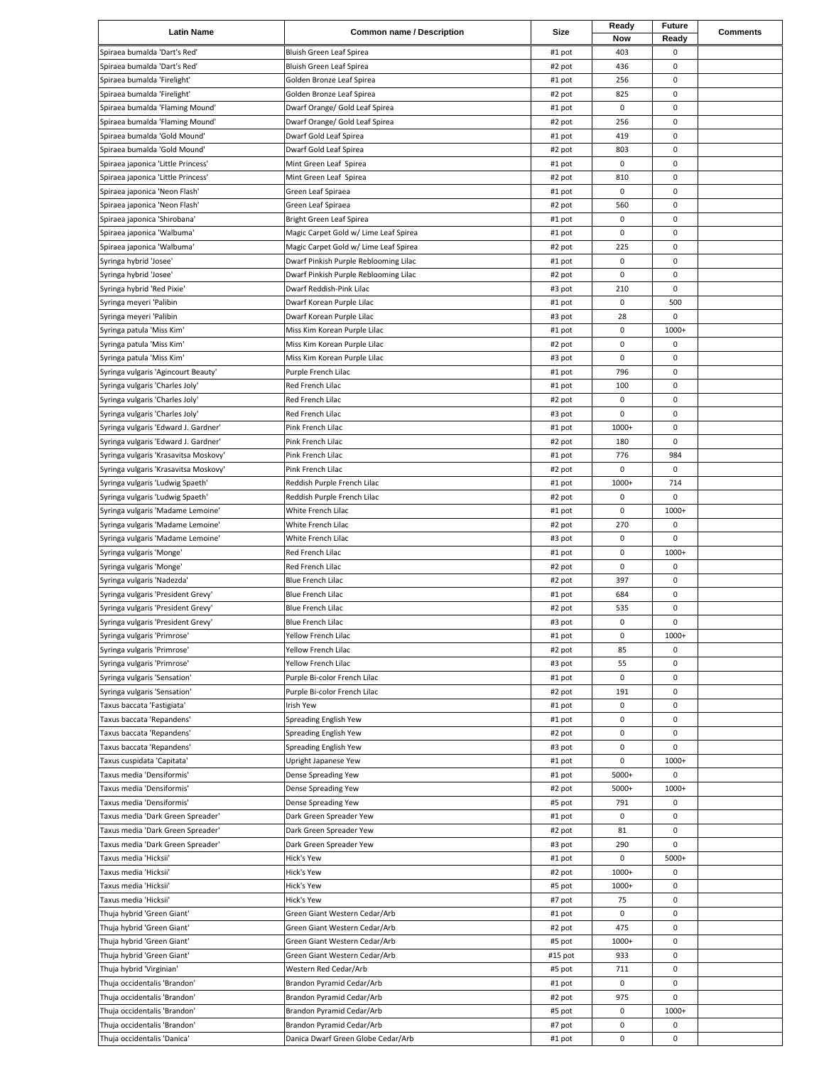| Latin Name | Common name / Description | Size | Ready Now | Future Ready | Comments |
|---|---|---|---|---|---|
| Spiraea bumalda 'Dart's Red' | Bluish Green Leaf Spirea | #1 pot | 403 | 0 | |
| Spiraea bumalda 'Dart's Red' | Bluish Green Leaf Spirea | #2 pot | 436 | 0 | |
| Spiraea bumalda 'Firelight' | Golden Bronze Leaf Spirea | #1 pot | 256 | 0 | |
| Spiraea bumalda 'Firelight' | Golden Bronze Leaf Spirea | #2 pot | 825 | 0 | |
| Spiraea bumalda 'Flaming Mound' | Dwarf Orange/ Gold Leaf Spirea | #1 pot | 0 | 0 | |
| Spiraea bumalda 'Flaming Mound' | Dwarf Orange/ Gold Leaf Spirea | #2 pot | 256 | 0 | |
| Spiraea bumalda 'Gold Mound' | Dwarf Gold Leaf Spirea | #1 pot | 419 | 0 | |
| Spiraea bumalda 'Gold Mound' | Dwarf Gold Leaf Spirea | #2 pot | 803 | 0 | |
| Spiraea japonica 'Little Princess' | Mint Green Leaf Spirea | #1 pot | 0 | 0 | |
| Spiraea japonica 'Little Princess' | Mint Green Leaf Spirea | #2 pot | 810 | 0 | |
| Spiraea japonica 'Neon Flash' | Green Leaf Spiraea | #1 pot | 0 | 0 | |
| Spiraea japonica 'Neon Flash' | Green Leaf Spiraea | #2 pot | 560 | 0 | |
| Spiraea japonica 'Shirobana' | Bright Green Leaf Spirea | #1 pot | 0 | 0 | |
| Spiraea japonica 'Walbuma' | Magic Carpet Gold w/ Lime Leaf Spirea | #1 pot | 0 | 0 | |
| Spiraea japonica 'Walbuma' | Magic Carpet Gold w/ Lime Leaf Spirea | #2 pot | 225 | 0 | |
| Syringa hybrid 'Josee' | Dwarf Pinkish Purple Reblooming Lilac | #1 pot | 0 | 0 | |
| Syringa hybrid 'Josee' | Dwarf Pinkish Purple Reblooming Lilac | #2 pot | 0 | 0 | |
| Syringa hybrid 'Red Pixie' | Dwarf Reddish-Pink Lilac | #3 pot | 210 | 0 | |
| Syringa meyeri 'Palibin | Dwarf Korean Purple Lilac | #1 pot | 0 | 500 | |
| Syringa meyeri 'Palibin | Dwarf Korean Purple Lilac | #3 pot | 28 | 0 | |
| Syringa patula 'Miss Kim' | Miss Kim Korean Purple Lilac | #1 pot | 0 | 1000+ | |
| Syringa patula 'Miss Kim' | Miss Kim Korean Purple Lilac | #2 pot | 0 | 0 | |
| Syringa patula 'Miss Kim' | Miss Kim Korean Purple Lilac | #3 pot | 0 | 0 | |
| Syringa vulgaris 'Agincourt Beauty' | Purple French Lilac | #1 pot | 796 | 0 | |
| Syringa vulgaris 'Charles Joly' | Red French Lilac | #1 pot | 100 | 0 | |
| Syringa vulgaris 'Charles Joly' | Red French Lilac | #2 pot | 0 | 0 | |
| Syringa vulgaris 'Charles Joly' | Red French Lilac | #3 pot | 0 | 0 | |
| Syringa vulgaris 'Edward J. Gardner' | Pink French Lilac | #1 pot | 1000+ | 0 | |
| Syringa vulgaris 'Edward J. Gardner' | Pink French Lilac | #2 pot | 180 | 0 | |
| Syringa vulgaris 'Krasavitsa Moskovy' | Pink French Lilac | #1 pot | 776 | 984 | |
| Syringa vulgaris 'Krasavitsa Moskovy' | Pink French Lilac | #2 pot | 0 | 0 | |
| Syringa vulgaris 'Ludwig Spaeth' | Reddish Purple French Lilac | #1 pot | 1000+ | 714 | |
| Syringa vulgaris 'Ludwig Spaeth' | Reddish Purple French Lilac | #2 pot | 0 | 0 | |
| Syringa vulgaris 'Madame Lemoine' | White French Lilac | #1 pot | 0 | 1000+ | |
| Syringa vulgaris 'Madame Lemoine' | White French Lilac | #2 pot | 270 | 0 | |
| Syringa vulgaris 'Madame Lemoine' | White French Lilac | #3 pot | 0 | 0 | |
| Syringa vulgaris 'Monge' | Red French Lilac | #1 pot | 0 | 1000+ | |
| Syringa vulgaris 'Monge' | Red French Lilac | #2 pot | 0 | 0 | |
| Syringa vulgaris 'Nadezda' | Blue French Lilac | #2 pot | 397 | 0 | |
| Syringa vulgaris 'President Grevy' | Blue French Lilac | #1 pot | 684 | 0 | |
| Syringa vulgaris 'President Grevy' | Blue French Lilac | #2 pot | 535 | 0 | |
| Syringa vulgaris 'President Grevy' | Blue French Lilac | #3 pot | 0 | 0 | |
| Syringa vulgaris 'Primrose' | Yellow French Lilac | #1 pot | 0 | 1000+ | |
| Syringa vulgaris 'Primrose' | Yellow French Lilac | #2 pot | 85 | 0 | |
| Syringa vulgaris 'Primrose' | Yellow French Lilac | #3 pot | 55 | 0 | |
| Syringa vulgaris 'Sensation' | Purple Bi-color French Lilac | #1 pot | 0 | 0 | |
| Syringa vulgaris 'Sensation' | Purple Bi-color French Lilac | #2 pot | 191 | 0 | |
| Taxus baccata 'Fastigiata' | Irish Yew | #1 pot | 0 | 0 | |
| Taxus baccata 'Repandens' | Spreading English Yew | #1 pot | 0 | 0 | |
| Taxus baccata 'Repandens' | Spreading English Yew | #2 pot | 0 | 0 | |
| Taxus baccata 'Repandens' | Spreading English Yew | #3 pot | 0 | 0 | |
| Taxus cuspidata 'Capitata' | Upright Japanese Yew | #1 pot | 0 | 1000+ | |
| Taxus media 'Densiformis' | Dense Spreading Yew | #1 pot | 5000+ | 0 | |
| Taxus media 'Densiformis' | Dense Spreading Yew | #2 pot | 5000+ | 1000+ | |
| Taxus media 'Densiformis' | Dense Spreading Yew | #5 pot | 791 | 0 | |
| Taxus media 'Dark Green Spreader' | Dark Green Spreader Yew | #1 pot | 0 | 0 | |
| Taxus media 'Dark Green Spreader' | Dark Green Spreader Yew | #2 pot | 81 | 0 | |
| Taxus media 'Dark Green Spreader' | Dark Green Spreader Yew | #3 pot | 290 | 0 | |
| Taxus media 'Hicksii' | Hick's Yew | #1 pot | 0 | 5000+ | |
| Taxus media 'Hicksii' | Hick's Yew | #2 pot | 1000+ | 0 | |
| Taxus media 'Hicksii' | Hick's Yew | #5 pot | 1000+ | 0 | |
| Taxus media 'Hicksii' | Hick's Yew | #7 pot | 75 | 0 | |
| Thuja hybrid 'Green Giant' | Green Giant Western Cedar/Arb | #1 pot | 0 | 0 | |
| Thuja hybrid 'Green Giant' | Green Giant Western Cedar/Arb | #2 pot | 475 | 0 | |
| Thuja hybrid 'Green Giant' | Green Giant Western Cedar/Arb | #5 pot | 1000+ | 0 | |
| Thuja hybrid 'Green Giant' | Green Giant Western Cedar/Arb | #15 pot | 933 | 0 | |
| Thuja hybrid 'Virginian' | Western Red Cedar/Arb | #5 pot | 711 | 0 | |
| Thuja occidentalis 'Brandon' | Brandon Pyramid Cedar/Arb | #1 pot | 0 | 0 | |
| Thuja occidentalis 'Brandon' | Brandon Pyramid Cedar/Arb | #2 pot | 975 | 0 | |
| Thuja occidentalis 'Brandon' | Brandon Pyramid Cedar/Arb | #5 pot | 0 | 1000+ | |
| Thuja occidentalis 'Brandon' | Brandon Pyramid Cedar/Arb | #7 pot | 0 | 0 | |
| Thuja occidentalis 'Danica' | Danica Dwarf Green Globe Cedar/Arb | #1 pot | 0 | 0 | |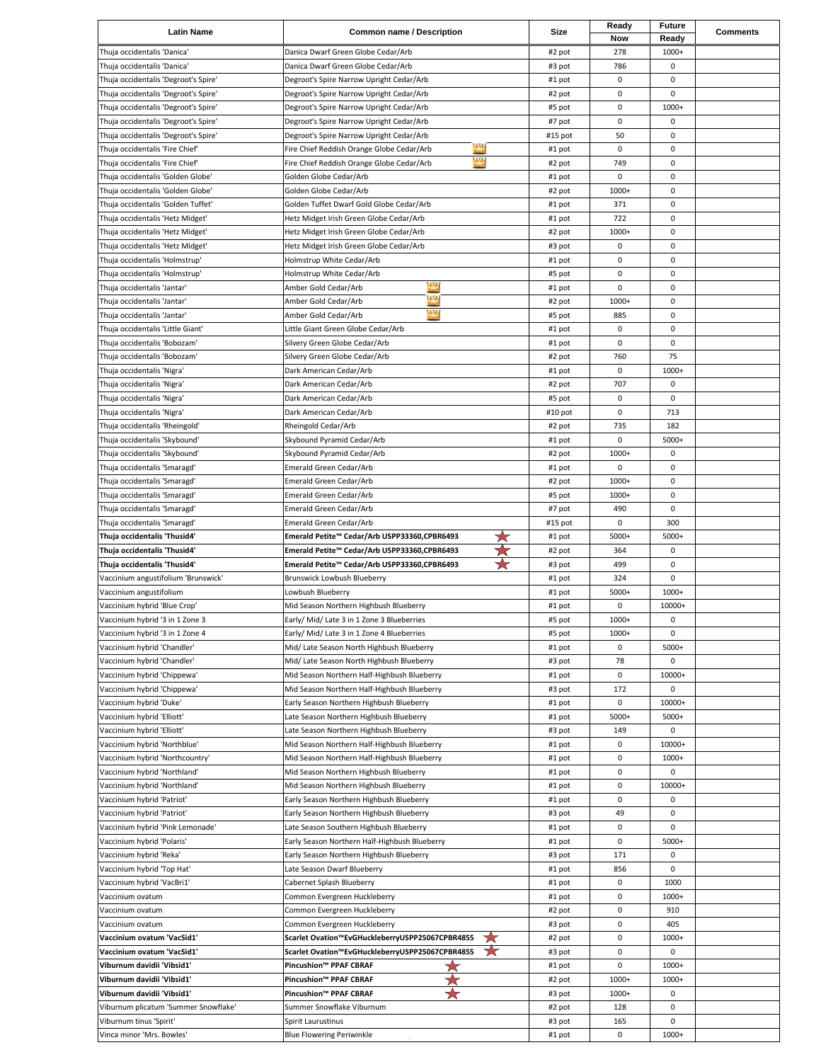| Latin Name | Common name / Description | Size | Ready Now | Future Ready | Comments |
|---|---|---|---|---|---|
| Thuja occidentalis 'Danica' | Danica Dwarf Green Globe Cedar/Arb | #2 pot | 278 | 1000+ | |
| Thuja occidentalis 'Danica' | Danica Dwarf Green Globe Cedar/Arb | #3 pot | 786 | 0 | |
| Thuja occidentalis 'Degroot's Spire' | Degroot's Spire Narrow Upright Cedar/Arb | #1 pot | 0 | 0 | |
| Thuja occidentalis 'Degroot's Spire' | Degroot's Spire Narrow Upright Cedar/Arb | #2 pot | 0 | 0 | |
| Thuja occidentalis 'Degroot's Spire' | Degroot's Spire Narrow Upright Cedar/Arb | #5 pot | 0 | 1000+ | |
| Thuja occidentalis 'Degroot's Spire' | Degroot's Spire Narrow Upright Cedar/Arb | #7 pot | 0 | 0 | |
| Thuja occidentalis 'Degroot's Spire' | Degroot's Spire Narrow Upright Cedar/Arb | #15 pot | 50 | 0 | |
| Thuja occidentalis 'Fire Chief' | Fire Chief Reddish Orange Globe Cedar/Arb | #1 pot | 0 | 0 | |
| Thuja occidentalis 'Fire Chief' | Fire Chief Reddish Orange Globe Cedar/Arb | #2 pot | 749 | 0 | |
| Thuja occidentalis 'Golden Globe' | Golden Globe Cedar/Arb | #1 pot | 0 | 0 | |
| Thuja occidentalis 'Golden Globe' | Golden Globe Cedar/Arb | #2 pot | 1000+ | 0 | |
| Thuja occidentalis 'Golden Tuffet' | Golden Tuffet Dwarf Gold Globe Cedar/Arb | #1 pot | 371 | 0 | |
| Thuja occidentalis 'Hetz Midget' | Hetz Midget Irish Green Globe Cedar/Arb | #1 pot | 722 | 0 | |
| Thuja occidentalis 'Hetz Midget' | Hetz Midget Irish Green Globe Cedar/Arb | #2 pot | 1000+ | 0 | |
| Thuja occidentalis 'Hetz Midget' | Hetz Midget Irish Green Globe Cedar/Arb | #3 pot | 0 | 0 | |
| Thuja occidentalis 'Holmstrup' | Holmstrup White Cedar/Arb | #1 pot | 0 | 0 | |
| Thuja occidentalis 'Holmstrup' | Holmstrup White Cedar/Arb | #5 pot | 0 | 0 | |
| Thuja occidentalis 'Jantar' | Amber Gold Cedar/Arb | #1 pot | 0 | 0 | |
| Thuja occidentalis 'Jantar' | Amber Gold Cedar/Arb | #2 pot | 1000+ | 0 | |
| Thuja occidentalis 'Jantar' | Amber Gold Cedar/Arb | #5 pot | 885 | 0 | |
| Thuja occidentalis 'Little Giant' | Little Giant Green Globe Cedar/Arb | #1 pot | 0 | 0 | |
| Thuja occidentalis 'Bobozam' | Silvery Green Globe Cedar/Arb | #1 pot | 0 | 0 | |
| Thuja occidentalis 'Bobozam' | Silvery Green Globe Cedar/Arb | #2 pot | 760 | 75 | |
| Thuja occidentalis 'Nigra' | Dark American Cedar/Arb | #1 pot | 0 | 1000+ | |
| Thuja occidentalis 'Nigra' | Dark American Cedar/Arb | #2 pot | 707 | 0 | |
| Thuja occidentalis 'Nigra' | Dark American Cedar/Arb | #5 pot | 0 | 0 | |
| Thuja occidentalis 'Nigra' | Dark American Cedar/Arb | #10 pot | 0 | 713 | |
| Thuja occidentalis 'Rheingold' | Rheingold Cedar/Arb | #2 pot | 735 | 182 | |
| Thuja occidentalis 'Skybound' | Skybound Pyramid Cedar/Arb | #1 pot | 0 | 5000+ | |
| Thuja occidentalis 'Skybound' | Skybound Pyramid Cedar/Arb | #2 pot | 1000+ | 0 | |
| Thuja occidentalis 'Smaragd' | Emerald Green Cedar/Arb | #1 pot | 0 | 0 | |
| Thuja occidentalis 'Smaragd' | Emerald Green Cedar/Arb | #2 pot | 1000+ | 0 | |
| Thuja occidentalis 'Smaragd' | Emerald Green Cedar/Arb | #5 pot | 1000+ | 0 | |
| Thuja occidentalis 'Smaragd' | Emerald Green Cedar/Arb | #7 pot | 490 | 0 | |
| Thuja occidentalis 'Smaragd' | Emerald Green Cedar/Arb | #15 pot | 0 | 300 | |
| **Thuja occidentalis 'Thusid4'** | **Emerald Petite™ Cedar/Arb USPP33360,CPBR6493** | #1 pot | 5000+ | 5000+ | |
| **Thuja occidentalis 'Thusid4'** | **Emerald Petite™ Cedar/Arb USPP33360,CPBR6493** | #2 pot | 364 | 0 | |
| **Thuja occidentalis 'Thusid4'** | **Emerald Petite™ Cedar/Arb USPP33360,CPBR6493** | #3 pot | 499 | 0 | |
| Vaccinium angustifolium 'Brunswick' | Brunswick Lowbush Blueberry | #1 pot | 324 | 0 | |
| Vaccinium angustifolium | Lowbush Blueberry | #1 pot | 5000+ | 1000+ | |
| Vaccinium hybrid 'Blue Crop' | Mid Season Northern Highbush Blueberry | #1 pot | 0 | 10000+ | |
| Vaccinium hybrid '3 in 1 Zone 3 | Early/ Mid/ Late 3 in 1 Zone 3 Blueberries | #5 pot | 1000+ | 0 | |
| Vaccinium hybrid '3 in 1 Zone 4 | Early/ Mid/ Late 3 in 1 Zone 4 Blueberries | #5 pot | 1000+ | 0 | |
| Vaccinium hybrid 'Chandler' | Mid/ Late Season North Highbush Blueberry | #1 pot | 0 | 5000+ | |
| Vaccinium hybrid 'Chandler' | Mid/ Late Season North Highbush Blueberry | #3 pot | 78 | 0 | |
| Vaccinium hybrid 'Chippewa' | Mid Season Northern Half-Highbush Blueberry | #1 pot | 0 | 10000+ | |
| Vaccinium hybrid 'Chippewa' | Mid Season Northern Half-Highbush Blueberry | #3 pot | 172 | 0 | |
| Vaccinium hybrid 'Duke' | Early Season Northern Highbush Blueberry | #1 pot | 0 | 10000+ | |
| Vaccinium hybrid 'Elliott' | Late Season Northern Highbush Blueberry | #1 pot | 5000+ | 5000+ | |
| Vaccinium hybrid 'Elliott' | Late Season Northern Highbush Blueberry | #3 pot | 149 | 0 | |
| Vaccinium hybrid 'Northblue' | Mid Season Northern Half-Highbush Blueberry | #1 pot | 0 | 10000+ | |
| Vaccinium hybrid 'Northcountry' | Mid Season Northern Half-Highbush Blueberry | #1 pot | 0 | 1000+ | |
| Vaccinium hybrid 'Northland' | Mid Season Northern Highbush Blueberry | #1 pot | 0 | 0 | |
| Vaccinium hybrid 'Northland' | Mid Season Northern Highbush Blueberry | #1 pot | 0 | 10000+ | |
| Vaccinium hybrid 'Patriot' | Early Season Northern Highbush Blueberry | #1 pot | 0 | 0 | |
| Vaccinium hybrid 'Patriot' | Early Season Northern Highbush Blueberry | #3 pot | 49 | 0 | |
| Vaccinium hybrid 'Pink Lemonade' | Late Season Southern Highbush Blueberry | #1 pot | 0 | 0 | |
| Vaccinium hybrid 'Polaris' | Early Season Northern Half-Highbush Blueberry | #1 pot | 0 | 5000+ | |
| Vaccinium hybrid 'Reka' | Early Season Northern Highbush Blueberry | #3 pot | 171 | 0 | |
| Vaccinium hybrid 'Top Hat' | Late Season Dwarf Blueberry | #1 pot | 856 | 0 | |
| Vaccinium hybrid 'VacBri1' | Cabernet Splash Blueberry | #1 pot | 0 | 1000 | |
| Vaccinium ovatum | Common Evergreen Huckleberry | #1 pot | 0 | 1000+ | |
| Vaccinium ovatum | Common Evergreen Huckleberry | #2 pot | 0 | 910 | |
| Vaccinium ovatum | Common Evergreen Huckleberry | #3 pot | 0 | 405 | |
| **Vaccinium ovatum 'VacSid1'** | **Scarlet Ovation™EvGHuckleberryUSPP25067CPBR4855** | #2 pot | 0 | 1000+ | |
| **Vaccinium ovatum 'VacSid1'** | **Scarlet Ovation™EvGHuckleberryUSPP25067CPBR4855** | #3 pot | 0 | 0 | |
| **Viburnum davidii 'Vibsid1'** | **Pincushion™ PPAF CBRAF** | #1 pot | 0 | 1000+ | |
| **Viburnum davidii 'Vibsid1'** | **Pincushion™ PPAF CBRAF** | #2 pot | 1000+ | 1000+ | |
| **Viburnum davidii 'Vibsid1'** | **Pincushion™ PPAF CBRAF** | #3 pot | 1000+ | 0 | |
| Viburnum plicatum 'Summer Snowflake' | Summer Snowflake Viburnum | #2 pot | 128 | 0 | |
| Viburnum tinus 'Spirit' | Spirit Laurustinus | #3 pot | 165 | 0 | |
| Vinca minor 'Mrs. Bowles' | Blue Flowering Periwinkle | #1 pot | 0 | 1000+ | |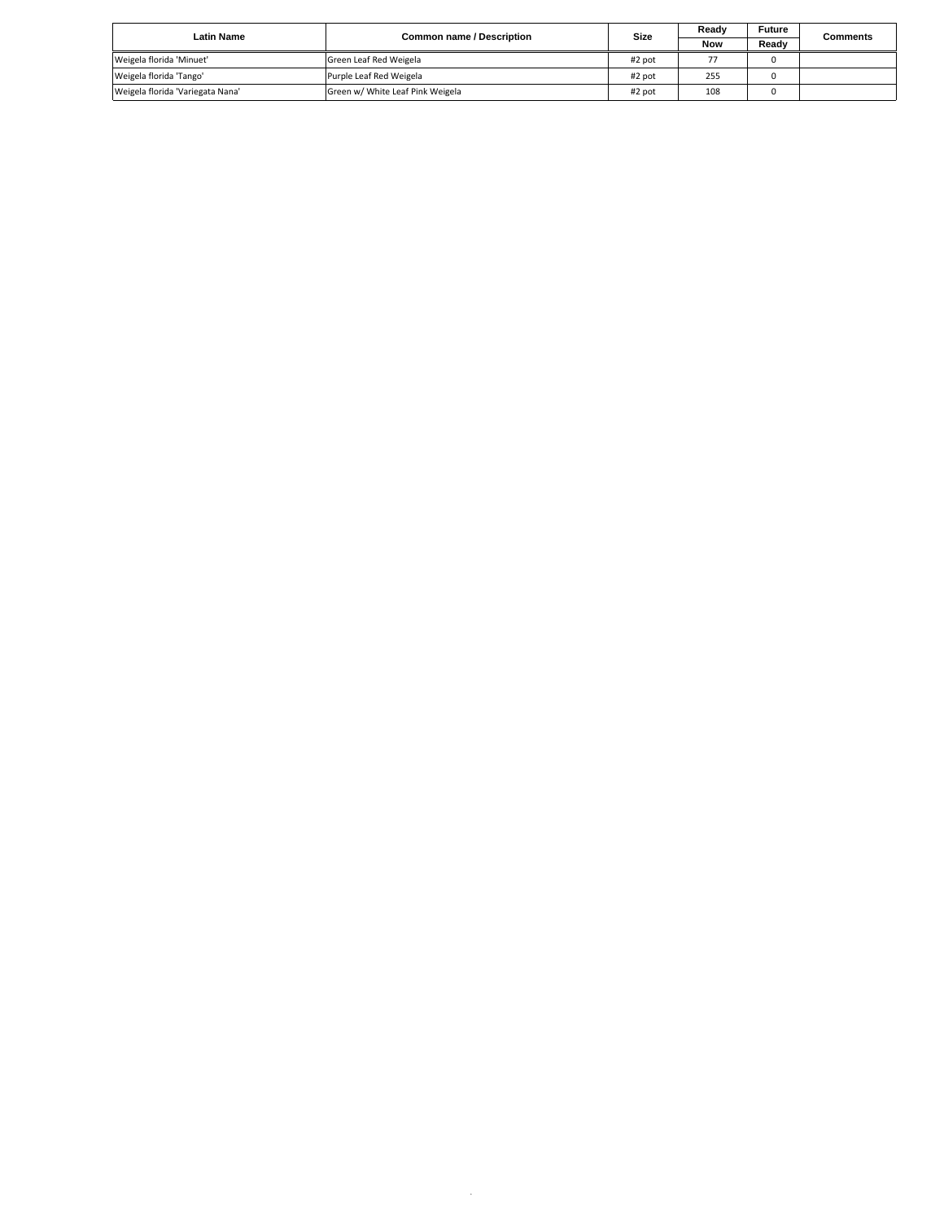| Latin Name | Common name / Description | Size | Ready Now | Future Ready | Comments |
|---|---|---|---|---|---|
| Weigela florida 'Minuet' | Green Leaf Red Weigela | #2 pot | 77 | 0 | |
| Weigela florida 'Tango' | Purple Leaf Red Weigela | #2 pot | 255 | 0 | |
| Weigela florida 'Variegata Nana' | Green w/ White Leaf Pink Weigela | #2 pot | 108 | 0 | |